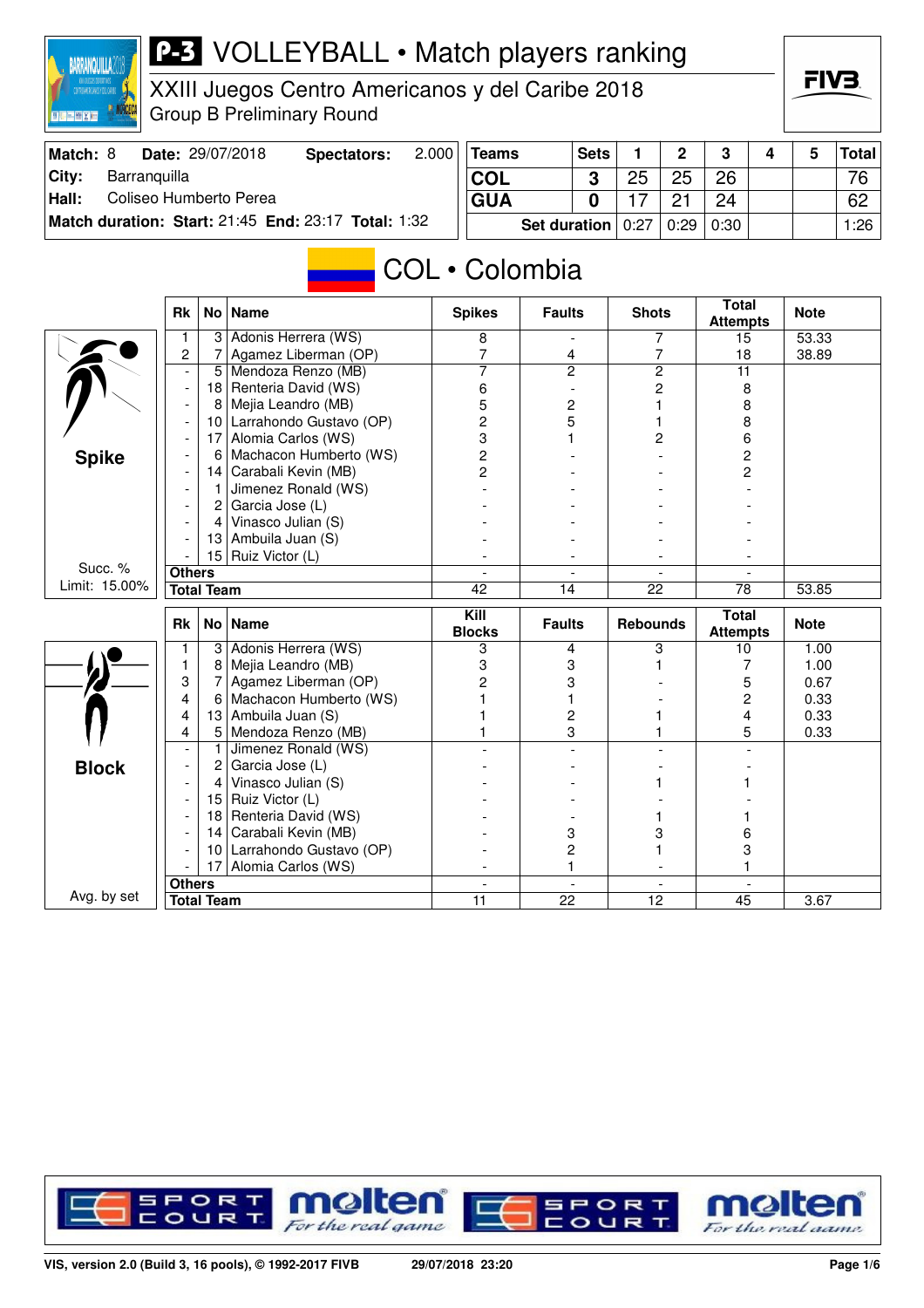# P-3 VOLLEYBALL • Match players ranking

XXIII Juegos Centro Americanos y del Caribe 2018
Group B Preliminary Round

| | | | |
|---|---|---|---|
| **Match:** 8 | **Date:** 29/07/2018 | **Spectators:** | 2.000 |
| **City:** | Barranquilla | | |
| **Hall:** | Coliseo Humberto Perea | | |
| **Match duration: Start:** 21:45 | **End:** 23:17 | **Total:** 1:32 | |

| Teams | Sets | 1 | 2 | 3 | 4 | 5 | Total |
|---|---|---|---|---|---|---|---|
| COL | 3 | 25 | 25 | 26 | | | 76 |
| GUA | 0 | 17 | 21 | 24 | | | 62 |
| Set duration | | 0:27 | 0:29 | 0:30 | | | 1:26 |

## COL • Colombia

### Spike

Succ. % Limit: 15.00%

| Rk | No | Name | Spikes | Faults | Shots | Total Attempts | Note |
|---|---|---|---|---|---|---|---|
| 1 | 3 | Adonis Herrera (WS) | 8 | - | 7 | 15 | 53.33 |
| 2 | 7 | Agamez Liberman (OP) | 7 | 4 | 7 | 18 | 38.89 |
| - | 5 | Mendoza Renzo (MB) | 7 | 2 | 2 | 11 | |
| - | 18 | Renteria David (WS) | 6 | - | 2 | 8 | |
| - | 8 | Mejia Leandro (MB) | 5 | 2 | 1 | 8 | |
| - | 10 | Larrahondo Gustavo (OP) | 2 | 5 | 1 | 8 | |
| - | 17 | Alomia Carlos (WS) | 3 | 1 | 2 | 6 | |
| - | 6 | Machacon Humberto (WS) | 2 | - | - | 2 | |
| - | 14 | Carabali Kevin (MB) | 2 | - | - | 2 | |
| - | 1 | Jimenez Ronald (WS) | - | - | - | - | |
| - | 2 | Garcia Jose (L) | - | - | - | - | |
| - | 4 | Vinasco Julian (S) | - | - | - | - | |
| - | 13 | Ambuila Juan (S) | - | - | - | - | |
| - | 15 | Ruiz Victor (L) | - | - | - | - | |
| **Others** | | | - | - | - | - | |
| **Total Team** | | | 42 | 14 | 22 | 78 | 53.85 |

### Block

Avg. by set

| Rk | No | Name | Kill Blocks | Faults | Rebounds | Total Attempts | Note |
|---|---|---|---|---|---|---|---|
| 1 | 3 | Adonis Herrera (WS) | 3 | 4 | 3 | 10 | 1.00 |
| 1 | 8 | Mejia Leandro (MB) | 3 | 3 | 1 | 7 | 1.00 |
| 3 | 7 | Agamez Liberman (OP) | 2 | 3 | - | 5 | 0.67 |
| 4 | 6 | Machacon Humberto (WS) | 1 | 1 | - | 2 | 0.33 |
| 4 | 13 | Ambuila Juan (S) | 1 | 2 | 1 | 4 | 0.33 |
| 4 | 5 | Mendoza Renzo (MB) | 1 | 3 | 1 | 5 | 0.33 |
| - | 1 | Jimenez Ronald (WS) | - | - | - | - | |
| - | 2 | Garcia Jose (L) | - | - | - | - | |
| - | 4 | Vinasco Julian (S) | - | - | 1 | 1 | |
| - | 15 | Ruiz Victor (L) | - | - | - | - | |
| - | 18 | Renteria David (WS) | - | - | 1 | 1 | |
| - | 14 | Carabali Kevin (MB) | - | 3 | 3 | 6 | |
| - | 10 | Larrahondo Gustavo (OP) | - | 2 | 1 | 3 | |
| - | 17 | Alomia Carlos (WS) | - | 1 | - | 1 | |
| **Others** | | | - | - | - | - | |
| **Total Team** | | | 11 | 22 | 12 | 45 | 3.67 |

VIS, version 2.0 (Build 3, 16 pools), © 1992-2017 FIVB 29/07/2018 23:20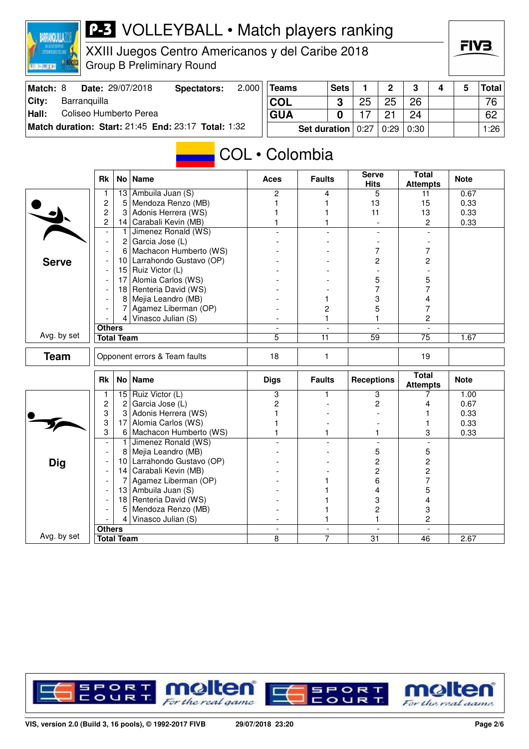# P-3 VOLLEYBALL • Match players ranking

## XXIII Juegos Centro Americanos y del Caribe 2018

Group B Preliminary Round

| Match: 8 | Date: 29/07/2018 | Spectators: | 2.000 |
|---|---|---|---|
| City: | Barranquilla | | |
| Hall: | Coliseo Humberto Perea | | |
| Match duration: | Start: 21:45 | End: 23:17 | Total: 1:32 |

| Teams | Sets | 1 | 2 | 3 | 4 | 5 | Total |
|---|---|---|---|---|---|---|---|
| COL | 3 | 25 | 25 | 26 | | | 76 |
| GUA | 0 | 17 | 21 | 24 | | | 62 |
| Set duration | | 0:27 | 0:29 | 0:30 | | | 1:26 |

## COL • Colombia

### Serve

| Rk | No | Name | Aces | Faults | Serve Hits | Total Attempts | Note |
|---|---|---|---|---|---|---|---|
| 1 | 13 | Ambuila Juan (S) | 2 | 4 | 5 | 11 | 0.67 |
| 2 | 5 | Mendoza Renzo (MB) | 1 | 1 | 13 | 15 | 0.33 |
| 2 | 3 | Adonis Herrera (WS) | 1 | 1 | 11 | 13 | 0.33 |
| 2 | 14 | Carabali Kevin (MB) | 1 | 1 | - | 2 | 0.33 |
| - | 1 | Jimenez Ronald (WS) | - | - | - | - | |
| - | 2 | Garcia Jose (L) | - | - | - | - | |
| - | 6 | Machacon Humberto (WS) | - | - | 7 | 7 | |
| - | 10 | Larrahondo Gustavo (OP) | - | - | 2 | 2 | |
| - | 15 | Ruiz Victor (L) | - | - | - | - | |
| - | 17 | Alomia Carlos (WS) | - | - | 5 | 5 | |
| - | 18 | Renteria David (WS) | - | - | 7 | 7 | |
| - | 8 | Mejia Leandro (MB) | - | 1 | 3 | 4 | |
| - | 7 | Agamez Liberman (OP) | - | 2 | 5 | 7 | |
| - | 4 | Vinasco Julian (S) | - | 1 | 1 | 2 | |
| Others | | | - | - | - | - | |
| Total Team | | | 5 | 11 | 59 | 75 | 1.67 |

Avg. by set

### Team

| | Aces | Faults | | Total Attempts | |
|---|---|---|---|---|---|
| Opponent errors & Team faults | 18 | 1 | | 19 | |

### Dig

| Rk | No | Name | Digs | Faults | Receptions | Total Attempts | Note |
|---|---|---|---|---|---|---|---|
| 1 | 15 | Ruiz Victor (L) | 3 | 1 | 3 | 7 | 1.00 |
| 2 | 2 | Garcia Jose (L) | 2 | - | 2 | 4 | 0.67 |
| 3 | 3 | Adonis Herrera (WS) | 1 | - | - | 1 | 0.33 |
| 3 | 17 | Alomia Carlos (WS) | 1 | - | - | 1 | 0.33 |
| 3 | 6 | Machacon Humberto (WS) | 1 | 1 | 1 | 3 | 0.33 |
| - | 1 | Jimenez Ronald (WS) | - | - | - | - | |
| - | 8 | Mejia Leandro (MB) | - | - | 5 | 5 | |
| - | 10 | Larrahondo Gustavo (OP) | - | - | 2 | 2 | |
| - | 14 | Carabali Kevin (MB) | - | - | 2 | 2 | |
| - | 7 | Agamez Liberman (OP) | - | 1 | 6 | 7 | |
| - | 13 | Ambuila Juan (S) | - | 1 | 4 | 5 | |
| - | 18 | Renteria David (WS) | - | 1 | 3 | 4 | |
| - | 5 | Mendoza Renzo (MB) | - | 1 | 2 | 3 | |
| - | 4 | Vinasco Julian (S) | - | 1 | 1 | 2 | |
| Others | | | - | - | - | - | |
| Total Team | | | 8 | 7 | 31 | 46 | 2.67 |

Avg. by set

VIS, version 2.0 (Build 3, 16 pools), © 1992-2017 FIVB    29/07/2018 23:20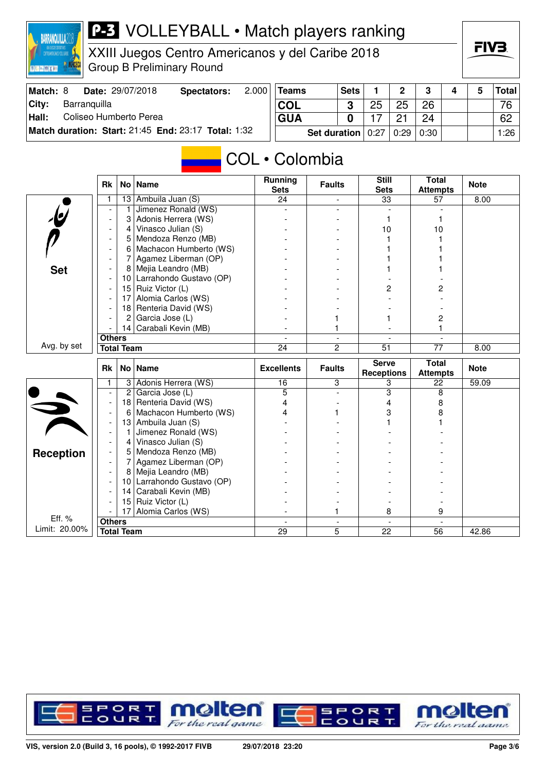# P-3 VOLLEYBALL • Match players ranking

XXIII Juegos Centro Americanos y del Caribe 2018
Group B Preliminary Round

**Match:** 8 **Date:** 29/07/2018 **Spectators:** 2.000
**City:** Barranquilla
**Hall:** Coliseo Humberto Perea
**Match duration: Start:** 21:45 **End:** 23:17 **Total:** 1:32

| Teams | Sets | 1 | 2 | 3 | 4 | 5 | Total |
|---|---|---|---|---|---|---|---|
| COL | 3 | 25 | 25 | 26 | | | 76 |
| GUA | 0 | 17 | 21 | 24 | | | 62 |
| Set duration | | 0:27 | 0:29 | 0:30 | | | 1:26 |

## COL • Colombia

### Set

| Rk | No | Name | Running Sets | Faults | Still Sets | Total Attempts | Note |
|---|---|---|---|---|---|---|---|
| 1 | 13 | Ambuila Juan (S) | 24 | - | 33 | 57 | 8.00 |
| - | 1 | Jimenez Ronald (WS) | - | - | - | - | |
| - | 3 | Adonis Herrera (WS) | - | - | 1 | 1 | |
| - | 4 | Vinasco Julian (S) | - | - | 10 | 10 | |
| - | 5 | Mendoza Renzo (MB) | - | - | 1 | 1 | |
| - | 6 | Machacon Humberto (WS) | - | - | 1 | 1 | |
| - | 7 | Agamez Liberman (OP) | - | - | 1 | 1 | |
| - | 8 | Mejia Leandro (MB) | - | - | 1 | 1 | |
| - | 10 | Larrahondo Gustavo (OP) | - | - | - | - | |
| - | 15 | Ruiz Victor (L) | - | - | 2 | 2 | |
| - | 17 | Alomia Carlos (WS) | - | - | - | - | |
| - | 18 | Renteria David (WS) | - | - | - | - | |
| - | 2 | Garcia Jose (L) | - | 1 | 1 | 2 | |
| - | 14 | Carabali Kevin (MB) | - | 1 | - | 1 | |
| Others | | | - | - | - | - | |
| Total Team | | | 24 | 2 | 51 | 77 | 8.00 |

Avg. by set

### Reception

| Rk | No | Name | Excellents | Faults | Serve Receptions | Total Attempts | Note |
|---|---|---|---|---|---|---|---|
| 1 | 3 | Adonis Herrera (WS) | 16 | 3 | 3 | 22 | 59.09 |
| - | 2 | Garcia Jose (L) | 5 | - | 3 | 8 | |
| - | 18 | Renteria David (WS) | 4 | - | 4 | 8 | |
| - | 6 | Machacon Humberto (WS) | 4 | 1 | 3 | 8 | |
| - | 13 | Ambuila Juan (S) | - | - | 1 | 1 | |
| - | 1 | Jimenez Ronald (WS) | - | - | - | - | |
| - | 4 | Vinasco Julian (S) | - | - | - | - | |
| - | 5 | Mendoza Renzo (MB) | - | - | - | - | |
| - | 7 | Agamez Liberman (OP) | - | - | - | - | |
| - | 8 | Mejia Leandro (MB) | - | - | - | - | |
| - | 10 | Larrahondo Gustavo (OP) | - | - | - | - | |
| - | 14 | Carabali Kevin (MB) | - | - | - | - | |
| - | 15 | Ruiz Victor (L) | - | - | - | - | |
| - | 17 | Alomia Carlos (WS) | - | 1 | 8 | 9 | |
| Others | | | - | - | - | - | |
| Total Team | | | 29 | 5 | 22 | 56 | 42.86 |

Eff. %
Limit: 20.00%

VIS, version 2.0 (Build 3, 16 pools), © 1992-2017 FIVB 29/07/2018 23:20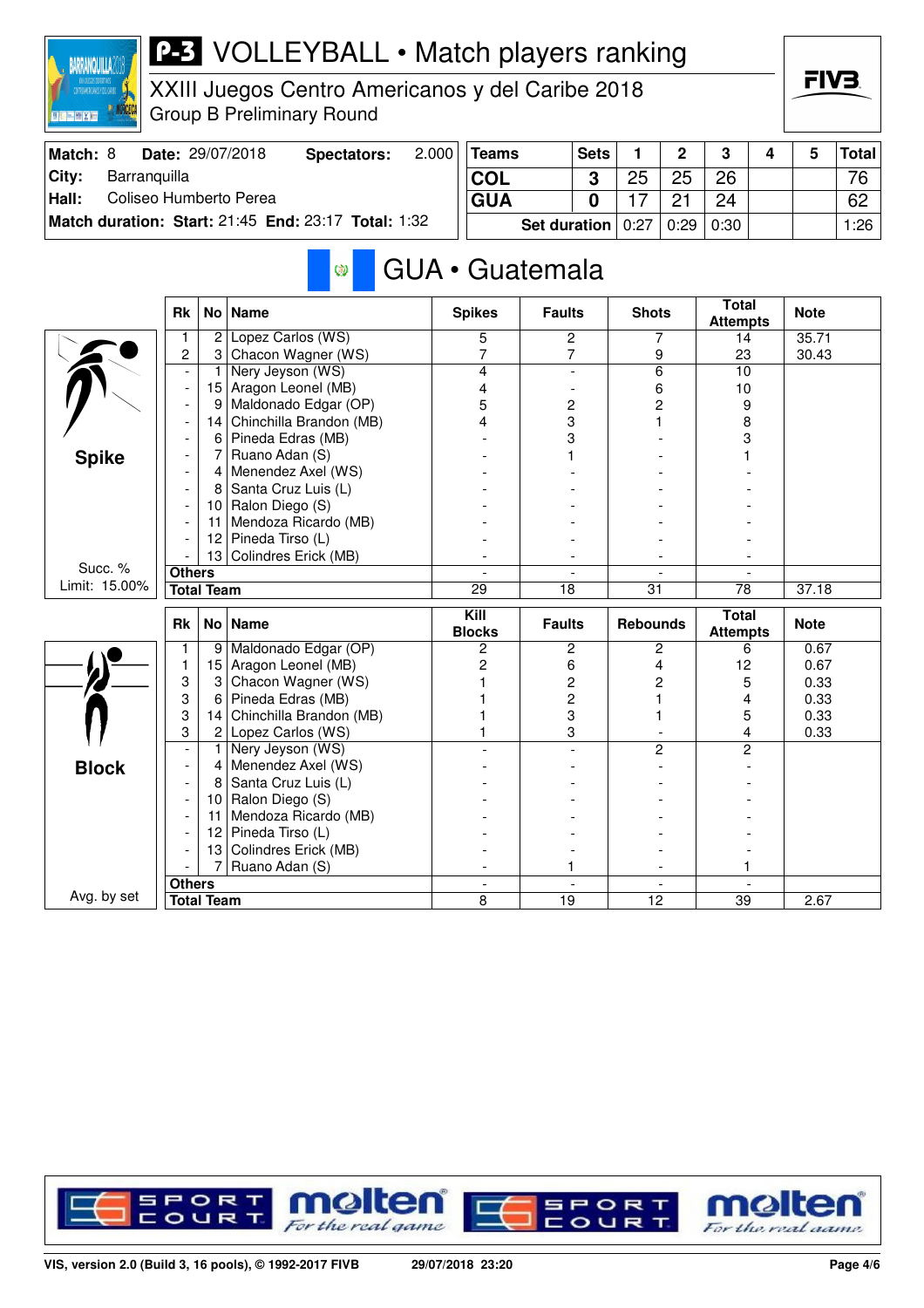# P-3 VOLLEYBALL • Match players ranking

## XXIII Juegos Centro Americanos y del Caribe 2018

Group B Preliminary Round

| Match: 8 | Date: 29/07/2018 | Spectators: 2.000 |
|---|---|---|
| City: | Barranquilla | |
| Hall: | Coliseo Humberto Perea | |
| Match duration: | Start: 21:45 End: 23:17 | Total: 1:32 |

| Teams | Sets | 1 | 2 | 3 | 4 | 5 | Total |
|---|---|---|---|---|---|---|---|
| COL | 3 | 25 | 25 | 26 | | | 76 |
| GUA | 0 | 17 | 21 | 24 | | | 62 |
| Set duration | | 0:27 | 0:29 | 0:30 | | | 1:26 |

## GUA • Guatemala

### Spike

Succ. % Limit: 15.00%

| Rk | No | Name | Spikes | Faults | Shots | Total Attempts | Note |
|---|---|---|---|---|---|---|---|
| 1 | 2 | Lopez Carlos (WS) | 5 | 2 | 7 | 14 | 35.71 |
| 2 | 3 | Chacon Wagner (WS) | 7 | 7 | 9 | 23 | 30.43 |
| - | 1 | Nery Jeyson (WS) | 4 | - | 6 | 10 | |
| - | 15 | Aragon Leonel (MB) | 4 | - | 6 | 10 | |
| - | 9 | Maldonado Edgar (OP) | 5 | 2 | 2 | 9 | |
| - | 14 | Chinchilla Brandon (MB) | 4 | 3 | 1 | 8 | |
| - | 6 | Pineda Edras (MB) | - | 3 | - | 3 | |
| - | 7 | Ruano Adan (S) | - | 1 | - | 1 | |
| - | 4 | Menendez Axel (WS) | - | - | - | - | |
| - | 8 | Santa Cruz Luis (L) | - | - | - | - | |
| - | 10 | Ralon Diego (S) | - | - | - | - | |
| - | 11 | Mendoza Ricardo (MB) | - | - | - | - | |
| - | 12 | Pineda Tirso (L) | - | - | - | - | |
| - | 13 | Colindres Erick (MB) | - | - | - | - | |
| Others | | | - | - | - | - | |
| Total Team | | | 29 | 18 | 31 | 78 | 37.18 |

### Block

Avg. by set

| Rk | No | Name | Kill Blocks | Faults | Rebounds | Total Attempts | Note |
|---|---|---|---|---|---|---|---|
| 1 | 9 | Maldonado Edgar (OP) | 2 | 2 | 2 | 6 | 0.67 |
| 1 | 15 | Aragon Leonel (MB) | 2 | 6 | 4 | 12 | 0.67 |
| 3 | 3 | Chacon Wagner (WS) | 1 | 2 | 2 | 5 | 0.33 |
| 3 | 6 | Pineda Edras (MB) | 1 | 2 | 1 | 4 | 0.33 |
| 3 | 14 | Chinchilla Brandon (MB) | 1 | 3 | 1 | 5 | 0.33 |
| 3 | 2 | Lopez Carlos (WS) | 1 | 3 | - | 4 | 0.33 |
| - | 1 | Nery Jeyson (WS) | - | - | 2 | 2 | |
| - | 4 | Menendez Axel (WS) | - | - | - | - | |
| - | 8 | Santa Cruz Luis (L) | - | - | - | - | |
| - | 10 | Ralon Diego (S) | - | - | - | - | |
| - | 11 | Mendoza Ricardo (MB) | - | - | - | - | |
| - | 12 | Pineda Tirso (L) | - | - | - | - | |
| - | 13 | Colindres Erick (MB) | - | - | - | - | |
| - | 7 | Ruano Adan (S) | - | 1 | - | 1 | |
| Others | | | - | - | - | - | |
| Total Team | | | 8 | 19 | 12 | 39 | 2.67 |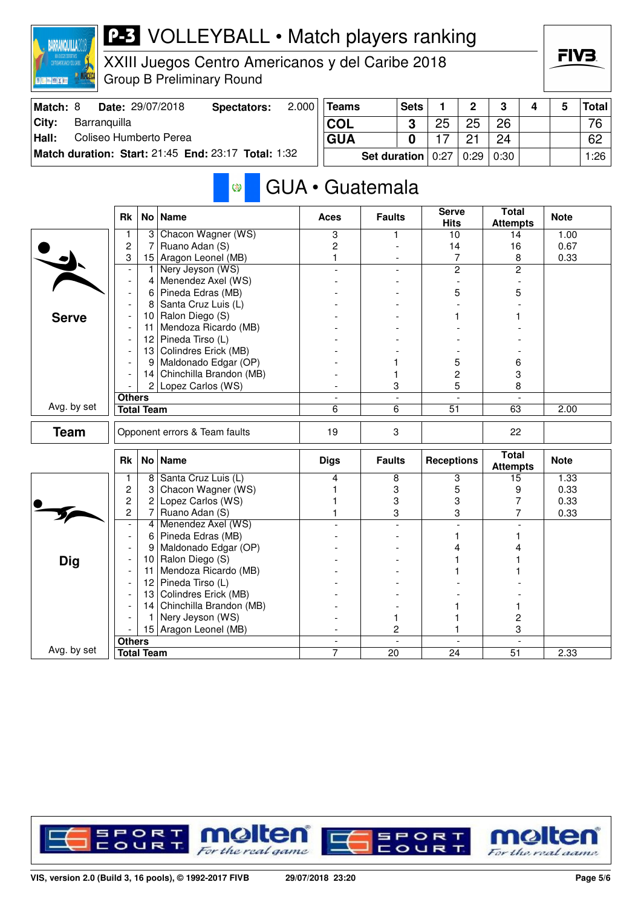# P-3 VOLLEYBALL • Match players ranking

XXIII Juegos Centro Americanos y del Caribe 2018
Group B Preliminary Round

| Match: 8 | Date: 29/07/2018 | Spectators: 2.000 |
|---|---|---|
| City: | Barranquilla | |
| Hall: | Coliseo Humberto Perea | |
| Match duration: | Start: 21:45 End: 23:17 | Total: 1:32 |

| Teams | Sets | 1 | 2 | 3 | 4 | 5 | Total |
|---|---|---|---|---|---|---|---|
| COL | 3 | 25 | 25 | 26 | | | 76 |
| GUA | 0 | 17 | 21 | 24 | | | 62 |
| Set duration | | 0:27 | 0:29 | 0:30 | | | 1:26 |

## GUA • Guatemala

### Serve

| Rk | No | Name | Aces | Faults | Serve Hits | Total Attempts | Note |
|---|---|---|---|---|---|---|---|
| 1 | 3 | Chacon Wagner (WS) | 3 | 1 | 10 | 14 | 1.00 |
| 2 | 7 | Ruano Adan (S) | 2 | - | 14 | 16 | 0.67 |
| 3 | 15 | Aragon Leonel (MB) | 1 | - | 7 | 8 | 0.33 |
| - | 1 | Nery Jeyson (WS) | - | - | 2 | 2 | |
| - | 4 | Menendez Axel (WS) | - | - | - | - | |
| - | 6 | Pineda Edras (MB) | - | - | 5 | 5 | |
| - | 8 | Santa Cruz Luis (L) | - | - | - | - | |
| - | 10 | Ralon Diego (S) | - | - | 1 | 1 | |
| - | 11 | Mendoza Ricardo (MB) | - | - | - | - | |
| - | 12 | Pineda Tirso (L) | - | - | - | - | |
| - | 13 | Colindres Erick (MB) | - | - | - | - | |
| - | 9 | Maldonado Edgar (OP) | - | 1 | 5 | 6 | |
| - | 14 | Chinchilla Brandon (MB) | - | 1 | 2 | 3 | |
| - | 2 | Lopez Carlos (WS) | - | 3 | 5 | 8 | |
| Others | | | - | - | - | - | |
| Total Team | | | 6 | 6 | 51 | 63 | 2.00 |

Avg. by set

### Team

| | Aces | Faults | | Total Attempts | |
|---|---|---|---|---|---|
| Opponent errors & Team faults | 19 | 3 | | 22 | |

### Dig

| Rk | No | Name | Digs | Faults | Receptions | Total Attempts | Note |
|---|---|---|---|---|---|---|---|
| 1 | 8 | Santa Cruz Luis (L) | 4 | 8 | 3 | 15 | 1.33 |
| 2 | 3 | Chacon Wagner (WS) | 1 | 3 | 5 | 9 | 0.33 |
| 2 | 2 | Lopez Carlos (WS) | 1 | 3 | 3 | 7 | 0.33 |
| 2 | 7 | Ruano Adan (S) | 1 | 3 | 3 | 7 | 0.33 |
| - | 4 | Menendez Axel (WS) | - | - | - | - | |
| - | 6 | Pineda Edras (MB) | - | - | 1 | 1 | |
| - | 9 | Maldonado Edgar (OP) | - | - | 4 | 4 | |
| - | 10 | Ralon Diego (S) | - | - | 1 | 1 | |
| - | 11 | Mendoza Ricardo (MB) | - | - | 1 | 1 | |
| - | 12 | Pineda Tirso (L) | - | - | - | - | |
| - | 13 | Colindres Erick (MB) | - | - | - | - | |
| - | 14 | Chinchilla Brandon (MB) | - | - | 1 | 1 | |
| - | 1 | Nery Jeyson (WS) | - | 1 | 1 | 2 | |
| - | 15 | Aragon Leonel (MB) | - | 2 | 1 | 3 | |
| Others | | | - | - | - | - | |
| Total Team | | | 7 | 20 | 24 | 51 | 2.33 |

Avg. by set

VIS, version 2.0 (Build 3, 16 pools), © 1992-2017 FIVB — 29/07/2018 23:20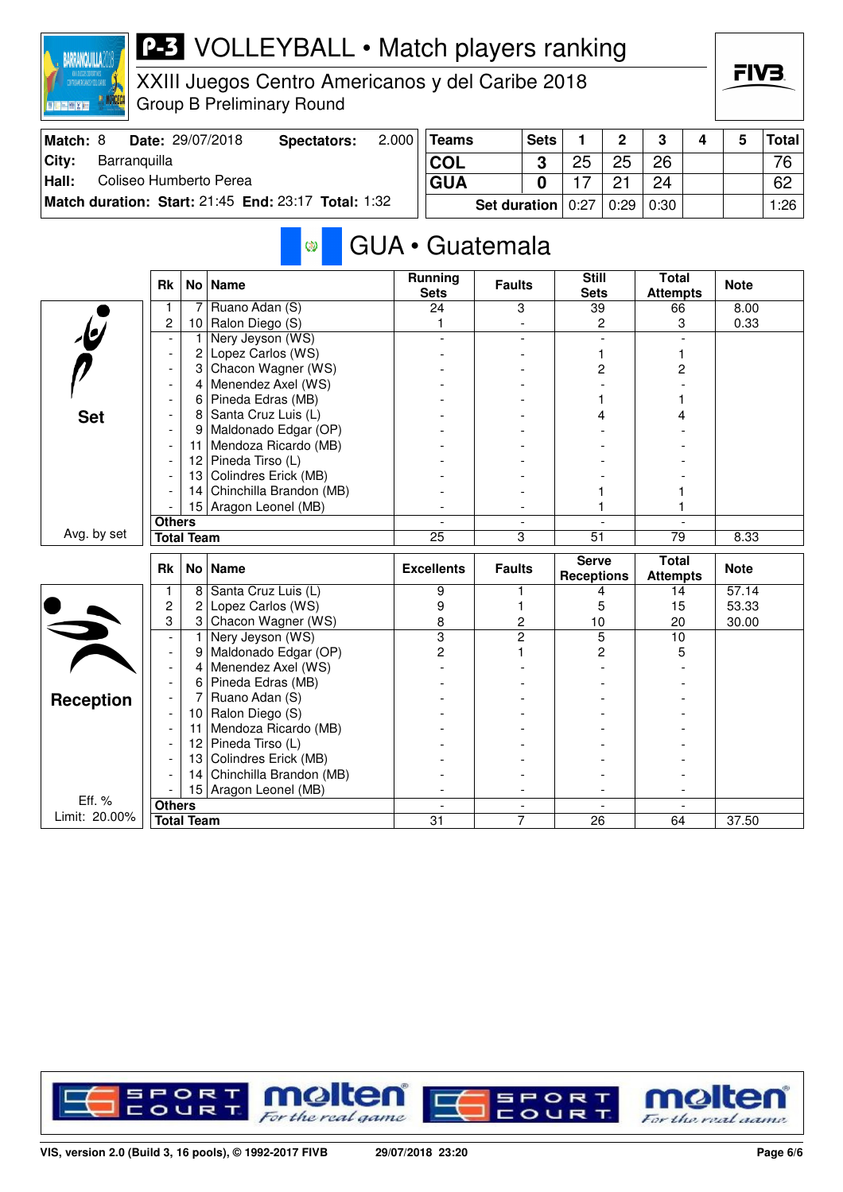# P-3 VOLLEYBALL • Match players ranking

XXIII Juegos Centro Americanos y del Caribe 2018
Group B Preliminary Round

| | |
|---|---|
| **Match:** 8 | **Date:** 29/07/2018 **Spectators:** 2.000 |
| **City:** Barranquilla | |
| **Hall:** Coliseo Humberto Perea | |
| **Match duration: Start:** 21:45 **End:** 23:17 **Total:** 1:32 | |

| Teams | Sets | 1 | 2 | 3 | 4 | 5 | Total |
|---|---|---|---|---|---|---|---|
| COL | 3 | 25 | 25 | 26 | | | 76 |
| GUA | 0 | 17 | 21 | 24 | | | 62 |
| Set duration | | 0:27 | 0:29 | 0:30 | | | 1:26 |

## GUA • Guatemala

### Set

| Rk | No | Name | Running Sets | Faults | Still Sets | Total Attempts | Note |
|---|---|---|---|---|---|---|---|
| 1 | 7 | Ruano Adan (S) | 24 | 3 | 39 | 66 | 8.00 |
| 2 | 10 | Ralon Diego (S) | 1 | - | 2 | 3 | 0.33 |
| - | 1 | Nery Jeyson (WS) | - | - | - | - | |
| - | 2 | Lopez Carlos (WS) | - | - | 1 | 1 | |
| - | 3 | Chacon Wagner (WS) | - | - | 2 | 2 | |
| - | 4 | Menendez Axel (WS) | - | - | - | - | |
| - | 6 | Pineda Edras (MB) | - | - | 1 | 1 | |
| - | 8 | Santa Cruz Luis (L) | - | - | 4 | 4 | |
| - | 9 | Maldonado Edgar (OP) | - | - | - | - | |
| - | 11 | Mendoza Ricardo (MB) | - | - | - | - | |
| - | 12 | Pineda Tirso (L) | - | - | - | - | |
| - | 13 | Colindres Erick (MB) | - | - | - | - | |
| - | 14 | Chinchilla Brandon (MB) | - | - | 1 | 1 | |
| - | 15 | Aragon Leonel (MB) | - | - | 1 | 1 | |
| Others | | | - | - | - | - | |
| Total Team | | | 25 | 3 | 51 | 79 | 8.33 |

Avg. by set

### Reception

| Rk | No | Name | Excellents | Faults | Serve Receptions | Total Attempts | Note |
|---|---|---|---|---|---|---|---|
| 1 | 8 | Santa Cruz Luis (L) | 9 | 1 | 4 | 14 | 57.14 |
| 2 | 2 | Lopez Carlos (WS) | 9 | 1 | 5 | 15 | 53.33 |
| 3 | 3 | Chacon Wagner (WS) | 8 | 2 | 10 | 20 | 30.00 |
| - | 1 | Nery Jeyson (WS) | 3 | 2 | 5 | 10 | |
| - | 9 | Maldonado Edgar (OP) | 2 | 1 | 2 | 5 | |
| - | 4 | Menendez Axel (WS) | - | - | - | - | |
| - | 6 | Pineda Edras (MB) | - | - | - | - | |
| - | 7 | Ruano Adan (S) | - | - | - | - | |
| - | 10 | Ralon Diego (S) | - | - | - | - | |
| - | 11 | Mendoza Ricardo (MB) | - | - | - | - | |
| - | 12 | Pineda Tirso (L) | - | - | - | - | |
| - | 13 | Colindres Erick (MB) | - | - | - | - | |
| - | 14 | Chinchilla Brandon (MB) | - | - | - | - | |
| - | 15 | Aragon Leonel (MB) | - | - | - | - | |
| Others | | | - | - | - | - | |
| Total Team | | | 31 | 7 | 26 | 64 | 37.50 |

Eff. %
Limit: 20.00%

VIS, version 2.0 (Build 3, 16 pools), © 1992-2017 FIVB 29/07/2018 23:20